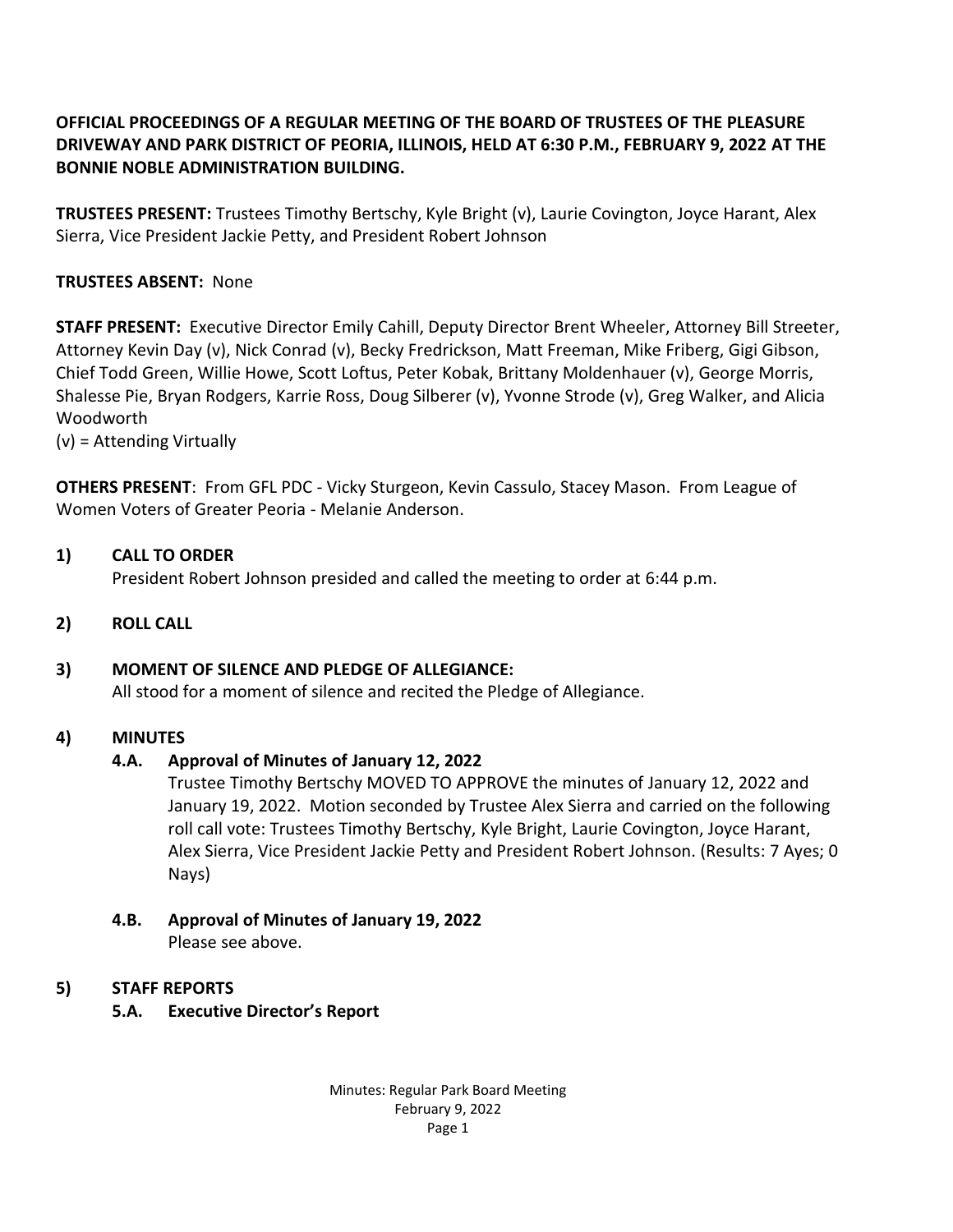**OFFICIAL PROCEEDINGS OF A REGULAR MEETING OF THE BOARD OF TRUSTEES OF THE PLEASURE DRIVEWAY AND PARK DISTRICT OF PEORIA, ILLINOIS, HELD AT 6:30 P.M., FEBRUARY 9, 2022 AT THE BONNIE NOBLE ADMINISTRATION BUILDING.**

**TRUSTEES PRESENT:** Trustees Timothy Bertschy, Kyle Bright (v), Laurie Covington, Joyce Harant, Alex Sierra, Vice President Jackie Petty, and President Robert Johnson

**TRUSTEES ABSENT:** None

**STAFF PRESENT:** Executive Director Emily Cahill, Deputy Director Brent Wheeler, Attorney Bill Streeter, Attorney Kevin Day (v), Nick Conrad (v), Becky Fredrickson, Matt Freeman, Mike Friberg, Gigi Gibson, Chief Todd Green, Willie Howe, Scott Loftus, Peter Kobak, Brittany Moldenhauer (v), George Morris, Shalesse Pie, Bryan Rodgers, Karrie Ross, Doug Silberer (v), Yvonne Strode (v), Greg Walker, and Alicia Woodworth
(v) = Attending Virtually

**OTHERS PRESENT**: From GFL PDC - Vicky Sturgeon, Kevin Cassulo, Stacey Mason. From League of Women Voters of Greater Peoria - Melanie Anderson.

**1) CALL TO ORDER**

President Robert Johnson presided and called the meeting to order at 6:44 p.m.

**2) ROLL CALL**

**3) MOMENT OF SILENCE AND PLEDGE OF ALLEGIANCE:**

All stood for a moment of silence and recited the Pledge of Allegiance.

**4) MINUTES**

**4.A. Approval of Minutes of January 12, 2022**

Trustee Timothy Bertschy MOVED TO APPROVE the minutes of January 12, 2022 and January 19, 2022. Motion seconded by Trustee Alex Sierra and carried on the following roll call vote: Trustees Timothy Bertschy, Kyle Bright, Laurie Covington, Joyce Harant, Alex Sierra, Vice President Jackie Petty and President Robert Johnson. (Results: 7 Ayes; 0 Nays)

**4.B. Approval of Minutes of January 19, 2022**

Please see above.

**5) STAFF REPORTS**

**5.A. Executive Director's Report**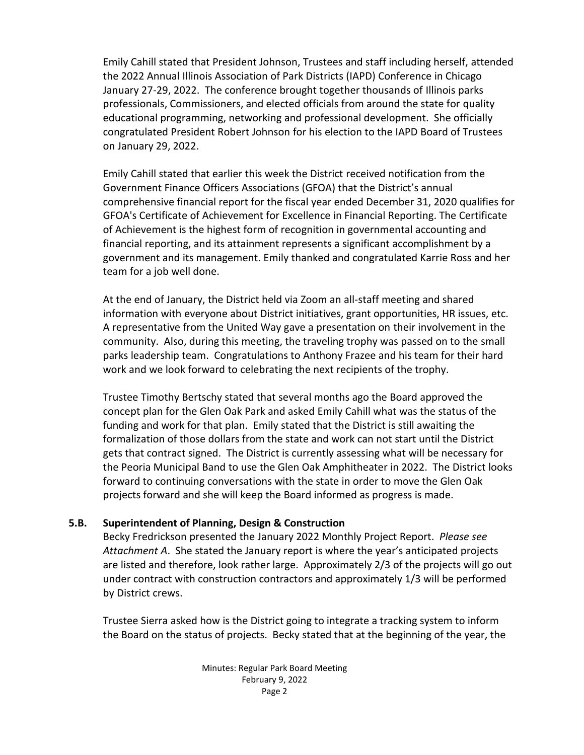Emily Cahill stated that President Johnson, Trustees and staff including herself, attended the 2022 Annual Illinois Association of Park Districts (IAPD) Conference in Chicago January 27-29, 2022. The conference brought together thousands of Illinois parks professionals, Commissioners, and elected officials from around the state for quality educational programming, networking and professional development. She officially congratulated President Robert Johnson for his election to the IAPD Board of Trustees on January 29, 2022.

Emily Cahill stated that earlier this week the District received notification from the Government Finance Officers Associations (GFOA) that the District's annual comprehensive financial report for the fiscal year ended December 31, 2020 qualifies for GFOA's Certificate of Achievement for Excellence in Financial Reporting. The Certificate of Achievement is the highest form of recognition in governmental accounting and financial reporting, and its attainment represents a significant accomplishment by a government and its management. Emily thanked and congratulated Karrie Ross and her team for a job well done.

At the end of January, the District held via Zoom an all-staff meeting and shared information with everyone about District initiatives, grant opportunities, HR issues, etc. A representative from the United Way gave a presentation on their involvement in the community. Also, during this meeting, the traveling trophy was passed on to the small parks leadership team. Congratulations to Anthony Frazee and his team for their hard work and we look forward to celebrating the next recipients of the trophy.

Trustee Timothy Bertschy stated that several months ago the Board approved the concept plan for the Glen Oak Park and asked Emily Cahill what was the status of the funding and work for that plan. Emily stated that the District is still awaiting the formalization of those dollars from the state and work can not start until the District gets that contract signed. The District is currently assessing what will be necessary for the Peoria Municipal Band to use the Glen Oak Amphitheater in 2022. The District looks forward to continuing conversations with the state in order to move the Glen Oak projects forward and she will keep the Board informed as progress is made.

**5.B. Superintendent of Planning, Design & Construction**

Becky Fredrickson presented the January 2022 Monthly Project Report. *Please see Attachment A*. She stated the January report is where the year's anticipated projects are listed and therefore, look rather large. Approximately 2/3 of the projects will go out under contract with construction contractors and approximately 1/3 will be performed by District crews.

Trustee Sierra asked how is the District going to integrate a tracking system to inform the Board on the status of projects. Becky stated that at the beginning of the year, the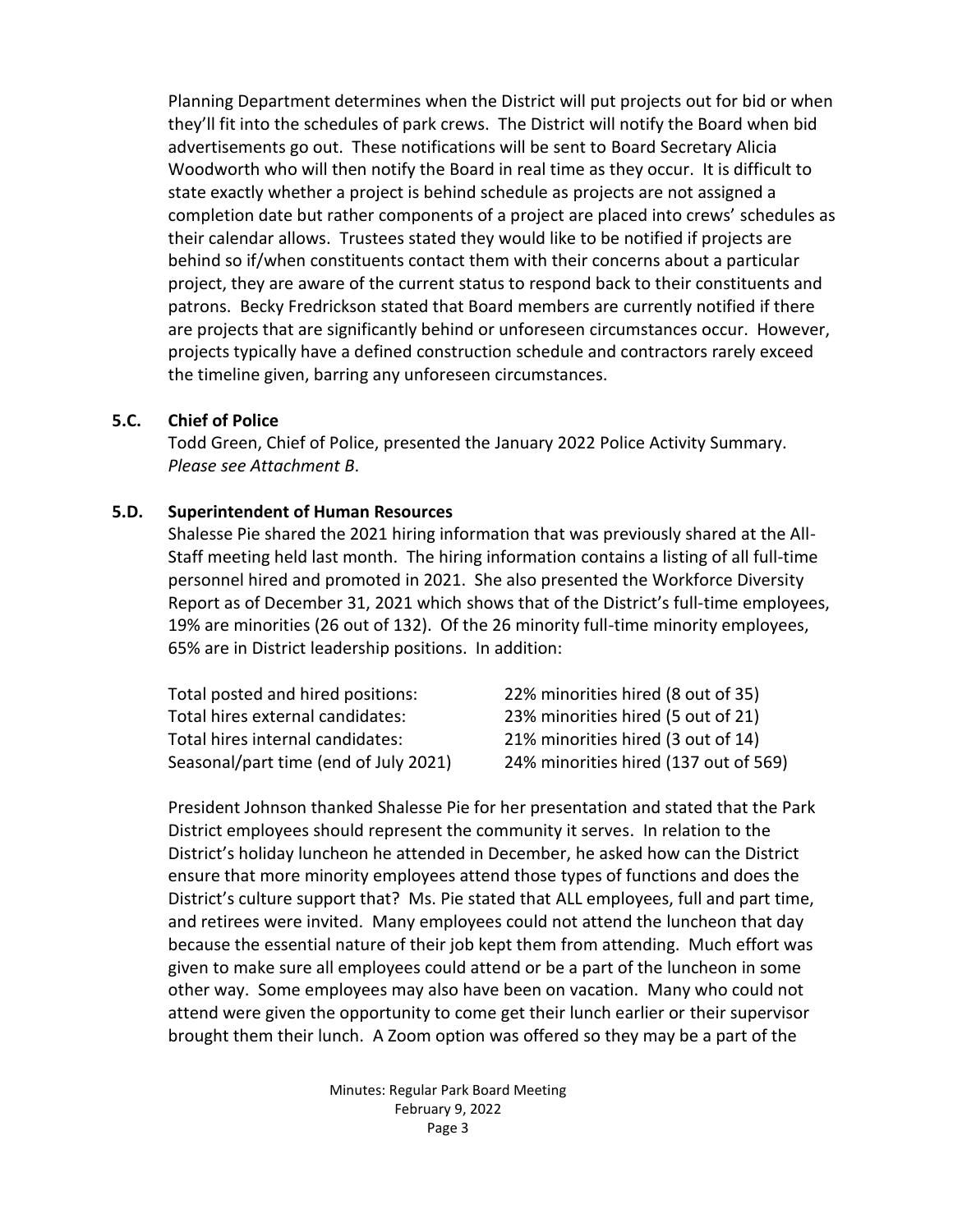Planning Department determines when the District will put projects out for bid or when they'll fit into the schedules of park crews. The District will notify the Board when bid advertisements go out. These notifications will be sent to Board Secretary Alicia Woodworth who will then notify the Board in real time as they occur. It is difficult to state exactly whether a project is behind schedule as projects are not assigned a completion date but rather components of a project are placed into crews' schedules as their calendar allows. Trustees stated they would like to be notified if projects are behind so if/when constituents contact them with their concerns about a particular project, they are aware of the current status to respond back to their constituents and patrons. Becky Fredrickson stated that Board members are currently notified if there are projects that are significantly behind or unforeseen circumstances occur. However, projects typically have a defined construction schedule and contractors rarely exceed the timeline given, barring any unforeseen circumstances.

### 5.C. Chief of Police

Todd Green, Chief of Police, presented the January 2022 Police Activity Summary. *Please see Attachment B*.

### 5.D. Superintendent of Human Resources

Shalesse Pie shared the 2021 hiring information that was previously shared at the All-Staff meeting held last month. The hiring information contains a listing of all full-time personnel hired and promoted in 2021. She also presented the Workforce Diversity Report as of December 31, 2021 which shows that of the District's full-time employees, 19% are minorities (26 out of 132). Of the 26 minority full-time minority employees, 65% are in District leadership positions. In addition:

| | |
|---|---|
| Total posted and hired positions: | 22% minorities hired (8 out of 35) |
| Total hires external candidates: | 23% minorities hired (5 out of 21) |
| Total hires internal candidates: | 21% minorities hired (3 out of 14) |
| Seasonal/part time (end of July 2021) | 24% minorities hired (137 out of 569) |

President Johnson thanked Shalesse Pie for her presentation and stated that the Park District employees should represent the community it serves. In relation to the District's holiday luncheon he attended in December, he asked how can the District ensure that more minority employees attend those types of functions and does the District's culture support that? Ms. Pie stated that ALL employees, full and part time, and retirees were invited. Many employees could not attend the luncheon that day because the essential nature of their job kept them from attending. Much effort was given to make sure all employees could attend or be a part of the luncheon in some other way. Some employees may also have been on vacation. Many who could not attend were given the opportunity to come get their lunch earlier or their supervisor brought them their lunch. A Zoom option was offered so they may be a part of the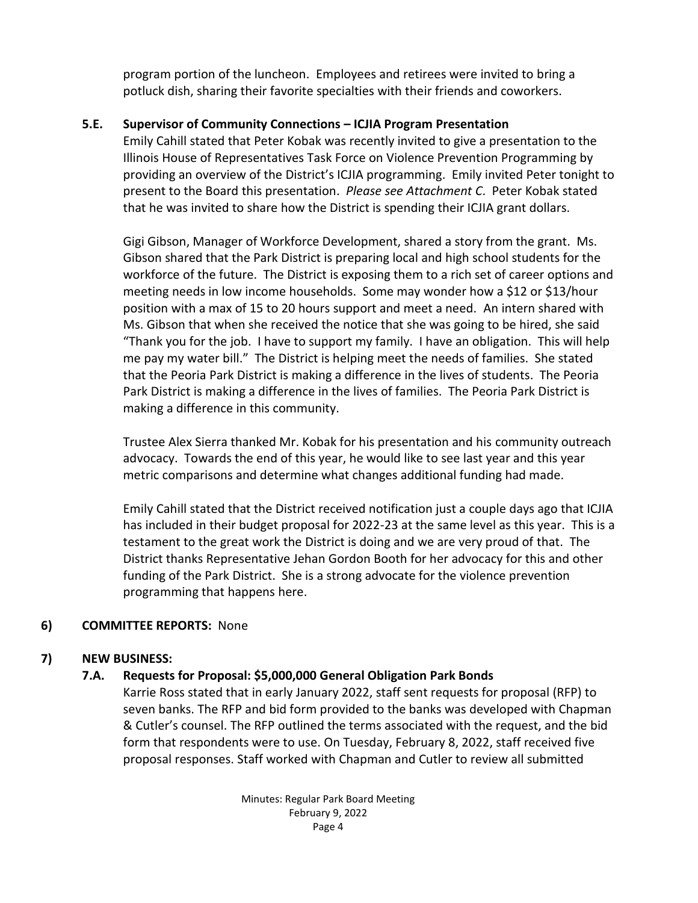program portion of the luncheon. Employees and retirees were invited to bring a potluck dish, sharing their favorite specialties with their friends and coworkers.

### 5.E. Supervisor of Community Connections – ICJIA Program Presentation

Emily Cahill stated that Peter Kobak was recently invited to give a presentation to the Illinois House of Representatives Task Force on Violence Prevention Programming by providing an overview of the District's ICJIA programming. Emily invited Peter tonight to present to the Board this presentation. *Please see Attachment C*. Peter Kobak stated that he was invited to share how the District is spending their ICJIA grant dollars.

Gigi Gibson, Manager of Workforce Development, shared a story from the grant. Ms. Gibson shared that the Park District is preparing local and high school students for the workforce of the future. The District is exposing them to a rich set of career options and meeting needs in low income households. Some may wonder how a $12 or $13/hour position with a max of 15 to 20 hours support and meet a need. An intern shared with Ms. Gibson that when she received the notice that she was going to be hired, she said "Thank you for the job. I have to support my family. I have an obligation. This will help me pay my water bill." The District is helping meet the needs of families. She stated that the Peoria Park District is making a difference in the lives of students. The Peoria Park District is making a difference in the lives of families. The Peoria Park District is making a difference in this community.

Trustee Alex Sierra thanked Mr. Kobak for his presentation and his community outreach advocacy. Towards the end of this year, he would like to see last year and this year metric comparisons and determine what changes additional funding had made.

Emily Cahill stated that the District received notification just a couple days ago that ICJIA has included in their budget proposal for 2022-23 at the same level as this year. This is a testament to the great work the District is doing and we are very proud of that. The District thanks Representative Jehan Gordon Booth for her advocacy for this and other funding of the Park District. She is a strong advocate for the violence prevention programming that happens here.

## 6) COMMITTEE REPORTS: None

## 7) NEW BUSINESS:

### 7.A. Requests for Proposal: $5,000,000 General Obligation Park Bonds

Karrie Ross stated that in early January 2022, staff sent requests for proposal (RFP) to seven banks. The RFP and bid form provided to the banks was developed with Chapman & Cutler's counsel. The RFP outlined the terms associated with the request, and the bid form that respondents were to use. On Tuesday, February 8, 2022, staff received five proposal responses. Staff worked with Chapman and Cutler to review all submitted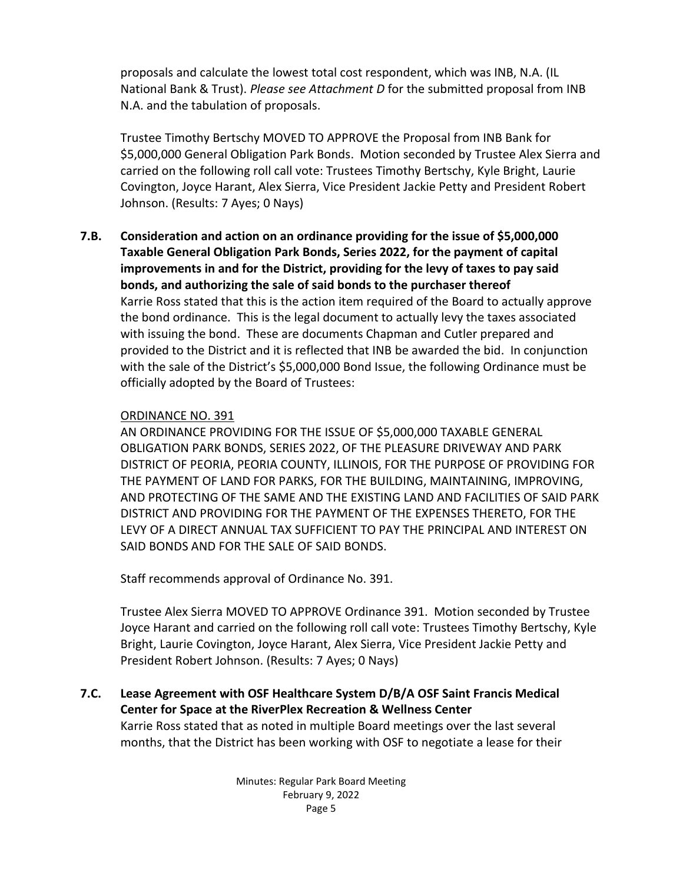proposals and calculate the lowest total cost respondent, which was INB, N.A. (IL National Bank & Trust). *Please see Attachment D* for the submitted proposal from INB N.A. and the tabulation of proposals.

Trustee Timothy Bertschy MOVED TO APPROVE the Proposal from INB Bank for $5,000,000 General Obligation Park Bonds. Motion seconded by Trustee Alex Sierra and carried on the following roll call vote: Trustees Timothy Bertschy, Kyle Bright, Laurie Covington, Joyce Harant, Alex Sierra, Vice President Jackie Petty and President Robert Johnson. (Results: 7 Ayes; 0 Nays)

**7.B. Consideration and action on an ordinance providing for the issue of $5,000,000 Taxable General Obligation Park Bonds, Series 2022, for the payment of capital improvements in and for the District, providing for the levy of taxes to pay said bonds, and authorizing the sale of said bonds to the purchaser thereof**

Karrie Ross stated that this is the action item required of the Board to actually approve the bond ordinance. This is the legal document to actually levy the taxes associated with issuing the bond. These are documents Chapman and Cutler prepared and provided to the District and it is reflected that INB be awarded the bid. In conjunction with the sale of the District's $5,000,000 Bond Issue, the following Ordinance must be officially adopted by the Board of Trustees:

<u>ORDINANCE NO. 391</u>

AN ORDINANCE PROVIDING FOR THE ISSUE OF $5,000,000 TAXABLE GENERAL OBLIGATION PARK BONDS, SERIES 2022, OF THE PLEASURE DRIVEWAY AND PARK DISTRICT OF PEORIA, PEORIA COUNTY, ILLINOIS, FOR THE PURPOSE OF PROVIDING FOR THE PAYMENT OF LAND FOR PARKS, FOR THE BUILDING, MAINTAINING, IMPROVING, AND PROTECTING OF THE SAME AND THE EXISTING LAND AND FACILITIES OF SAID PARK DISTRICT AND PROVIDING FOR THE PAYMENT OF THE EXPENSES THERETO, FOR THE LEVY OF A DIRECT ANNUAL TAX SUFFICIENT TO PAY THE PRINCIPAL AND INTEREST ON SAID BONDS AND FOR THE SALE OF SAID BONDS.

Staff recommends approval of Ordinance No. 391.

Trustee Alex Sierra MOVED TO APPROVE Ordinance 391. Motion seconded by Trustee Joyce Harant and carried on the following roll call vote: Trustees Timothy Bertschy, Kyle Bright, Laurie Covington, Joyce Harant, Alex Sierra, Vice President Jackie Petty and President Robert Johnson. (Results: 7 Ayes; 0 Nays)

**7.C. Lease Agreement with OSF Healthcare System D/B/A OSF Saint Francis Medical Center for Space at the RiverPlex Recreation & Wellness Center**

Karrie Ross stated that as noted in multiple Board meetings over the last several months, that the District has been working with OSF to negotiate a lease for their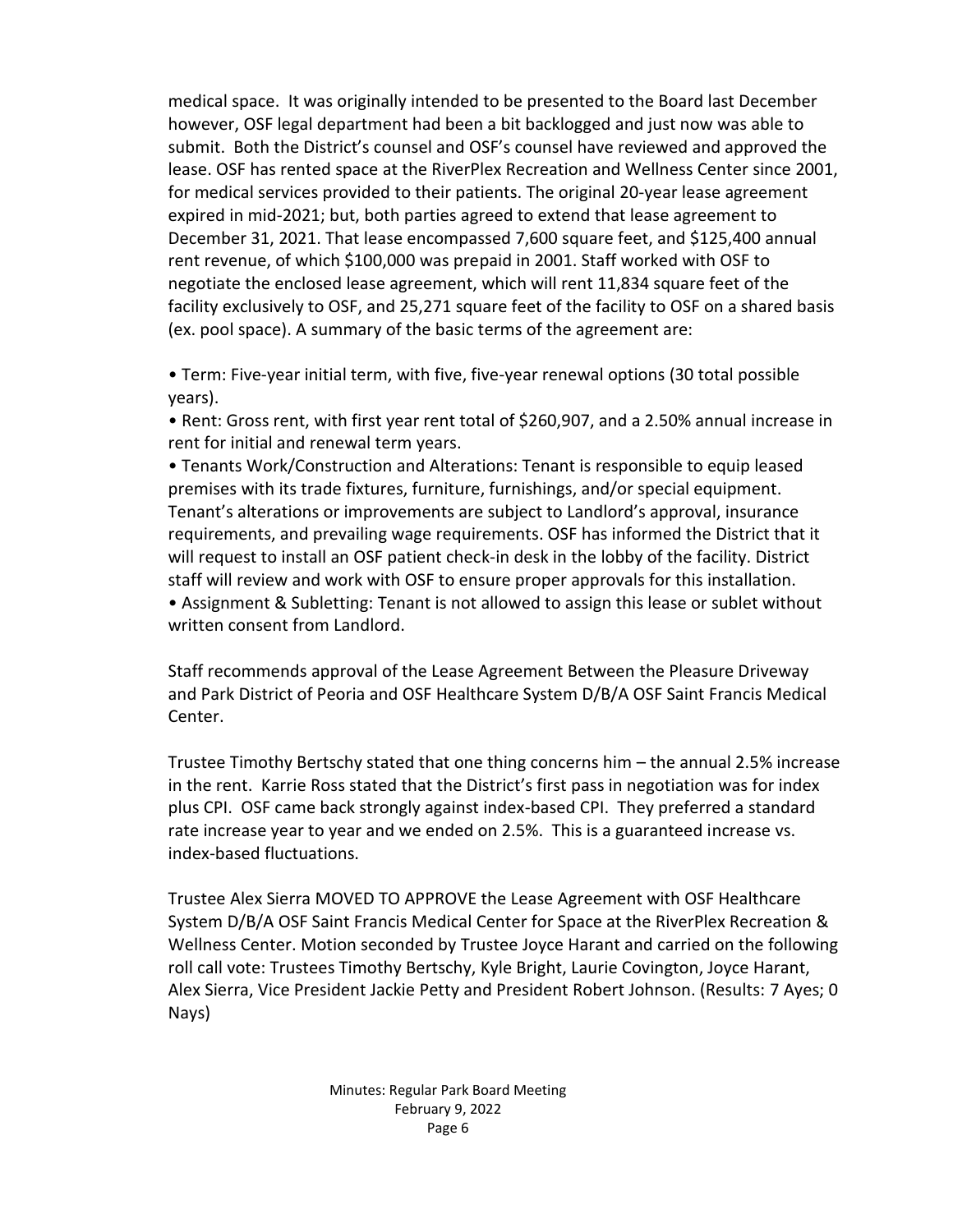medical space. It was originally intended to be presented to the Board last December however, OSF legal department had been a bit backlogged and just now was able to submit. Both the District's counsel and OSF's counsel have reviewed and approved the lease. OSF has rented space at the RiverPlex Recreation and Wellness Center since 2001, for medical services provided to their patients. The original 20-year lease agreement expired in mid-2021; but, both parties agreed to extend that lease agreement to December 31, 2021. That lease encompassed 7,600 square feet, and $125,400 annual rent revenue, of which $100,000 was prepaid in 2001. Staff worked with OSF to negotiate the enclosed lease agreement, which will rent 11,834 square feet of the facility exclusively to OSF, and 25,271 square feet of the facility to OSF on a shared basis (ex. pool space). A summary of the basic terms of the agreement are:

- Term: Five-year initial term, with five, five-year renewal options (30 total possible years).
- Rent: Gross rent, with first year rent total of $260,907, and a 2.50% annual increase in rent for initial and renewal term years.
- Tenants Work/Construction and Alterations: Tenant is responsible to equip leased premises with its trade fixtures, furniture, furnishings, and/or special equipment. Tenant's alterations or improvements are subject to Landlord's approval, insurance requirements, and prevailing wage requirements. OSF has informed the District that it will request to install an OSF patient check-in desk in the lobby of the facility. District staff will review and work with OSF to ensure proper approvals for this installation.
- Assignment & Subletting: Tenant is not allowed to assign this lease or sublet without written consent from Landlord.

Staff recommends approval of the Lease Agreement Between the Pleasure Driveway and Park District of Peoria and OSF Healthcare System D/B/A OSF Saint Francis Medical Center.

Trustee Timothy Bertschy stated that one thing concerns him – the annual 2.5% increase in the rent. Karrie Ross stated that the District's first pass in negotiation was for index plus CPI. OSF came back strongly against index-based CPI. They preferred a standard rate increase year to year and we ended on 2.5%. This is a guaranteed increase vs. index-based fluctuations.

Trustee Alex Sierra MOVED TO APPROVE the Lease Agreement with OSF Healthcare System D/B/A OSF Saint Francis Medical Center for Space at the RiverPlex Recreation & Wellness Center. Motion seconded by Trustee Joyce Harant and carried on the following roll call vote: Trustees Timothy Bertschy, Kyle Bright, Laurie Covington, Joyce Harant, Alex Sierra, Vice President Jackie Petty and President Robert Johnson. (Results: 7 Ayes; 0 Nays)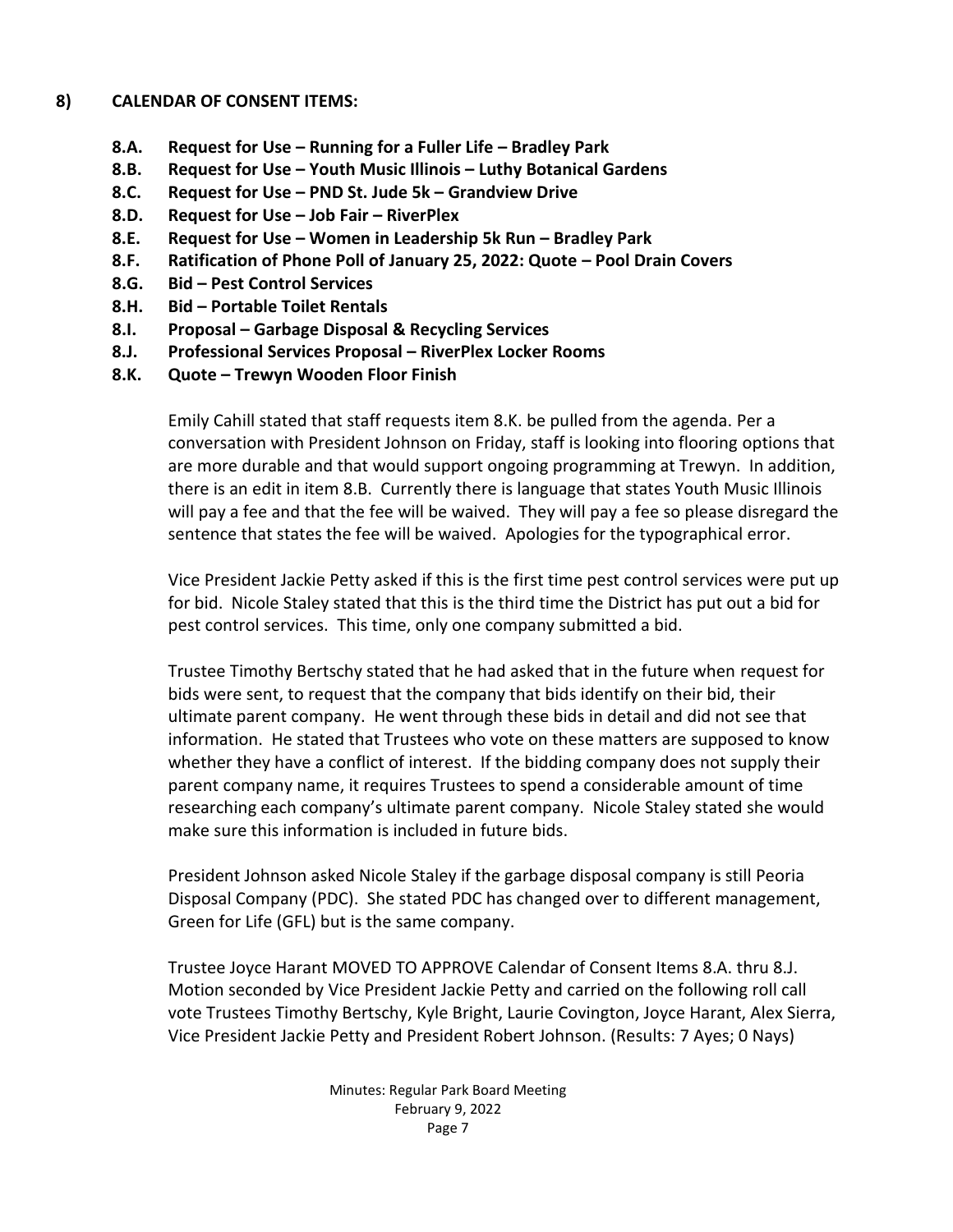## 8) CALENDAR OF CONSENT ITEMS:

**8.A. Request for Use – Running for a Fuller Life – Bradley Park**
**8.B. Request for Use – Youth Music Illinois – Luthy Botanical Gardens**
**8.C. Request for Use – PND St. Jude 5k – Grandview Drive**
**8.D. Request for Use – Job Fair – RiverPlex**
**8.E. Request for Use – Women in Leadership 5k Run – Bradley Park**
**8.F. Ratification of Phone Poll of January 25, 2022: Quote – Pool Drain Covers**
**8.G. Bid – Pest Control Services**
**8.H. Bid – Portable Toilet Rentals**
**8.I. Proposal – Garbage Disposal & Recycling Services**
**8.J. Professional Services Proposal – RiverPlex Locker Rooms**
**8.K. Quote – Trewyn Wooden Floor Finish**

Emily Cahill stated that staff requests item 8.K. be pulled from the agenda. Per a conversation with President Johnson on Friday, staff is looking into flooring options that are more durable and that would support ongoing programming at Trewyn. In addition, there is an edit in item 8.B. Currently there is language that states Youth Music Illinois will pay a fee and that the fee will be waived. They will pay a fee so please disregard the sentence that states the fee will be waived. Apologies for the typographical error.

Vice President Jackie Petty asked if this is the first time pest control services were put up for bid. Nicole Staley stated that this is the third time the District has put out a bid for pest control services. This time, only one company submitted a bid.

Trustee Timothy Bertschy stated that he had asked that in the future when request for bids were sent, to request that the company that bids identify on their bid, their ultimate parent company. He went through these bids in detail and did not see that information. He stated that Trustees who vote on these matters are supposed to know whether they have a conflict of interest. If the bidding company does not supply their parent company name, it requires Trustees to spend a considerable amount of time researching each company's ultimate parent company. Nicole Staley stated she would make sure this information is included in future bids.

President Johnson asked Nicole Staley if the garbage disposal company is still Peoria Disposal Company (PDC). She stated PDC has changed over to different management, Green for Life (GFL) but is the same company.

Trustee Joyce Harant MOVED TO APPROVE Calendar of Consent Items 8.A. thru 8.J. Motion seconded by Vice President Jackie Petty and carried on the following roll call vote Trustees Timothy Bertschy, Kyle Bright, Laurie Covington, Joyce Harant, Alex Sierra, Vice President Jackie Petty and President Robert Johnson. (Results: 7 Ayes; 0 Nays)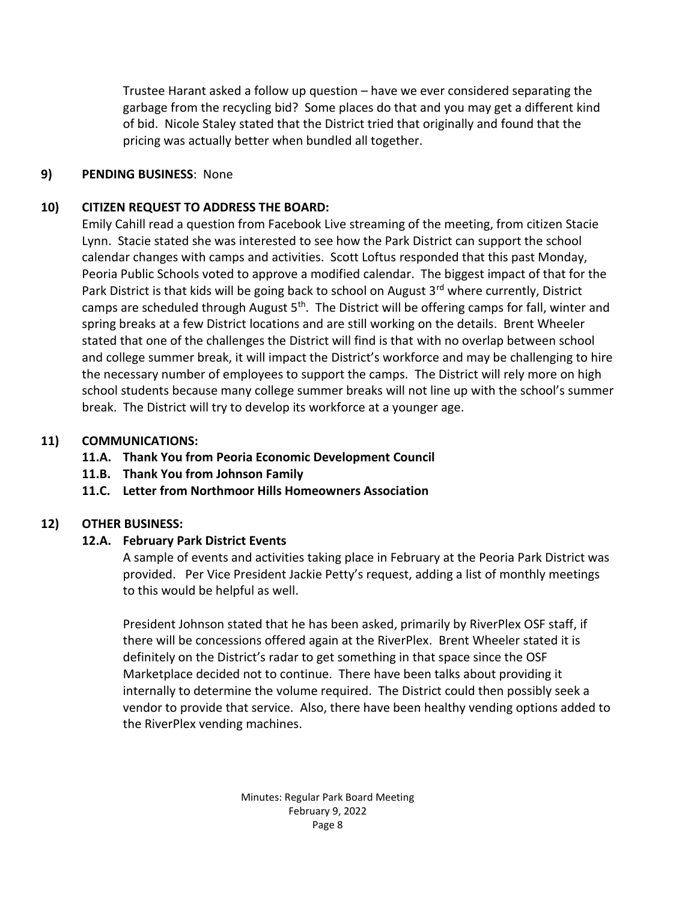Trustee Harant asked a follow up question – have we ever considered separating the garbage from the recycling bid? Some places do that and you may get a different kind of bid. Nicole Staley stated that the District tried that originally and found that the pricing was actually better when bundled all together.

**9) PENDING BUSINESS**: None

**10) CITIZEN REQUEST TO ADDRESS THE BOARD:**

Emily Cahill read a question from Facebook Live streaming of the meeting, from citizen Stacie Lynn. Stacie stated she was interested to see how the Park District can support the school calendar changes with camps and activities. Scott Loftus responded that this past Monday, Peoria Public Schools voted to approve a modified calendar. The biggest impact of that for the Park District is that kids will be going back to school on August 3rd where currently, District camps are scheduled through August 5th. The District will be offering camps for fall, winter and spring breaks at a few District locations and are still working on the details. Brent Wheeler stated that one of the challenges the District will find is that with no overlap between school and college summer break, it will impact the District's workforce and may be challenging to hire the necessary number of employees to support the camps. The District will rely more on high school students because many college summer breaks will not line up with the school's summer break. The District will try to develop its workforce at a younger age.

**11) COMMUNICATIONS:**

**11.A. Thank You from Peoria Economic Development Council**

**11.B. Thank You from Johnson Family**

**11.C. Letter from Northmoor Hills Homeowners Association**

**12) OTHER BUSINESS:**

**12.A. February Park District Events**

A sample of events and activities taking place in February at the Peoria Park District was provided. Per Vice President Jackie Petty's request, adding a list of monthly meetings to this would be helpful as well.

President Johnson stated that he has been asked, primarily by RiverPlex OSF staff, if there will be concessions offered again at the RiverPlex. Brent Wheeler stated it is definitely on the District's radar to get something in that space since the OSF Marketplace decided not to continue. There have been talks about providing it internally to determine the volume required. The District could then possibly seek a vendor to provide that service. Also, there have been healthy vending options added to the RiverPlex vending machines.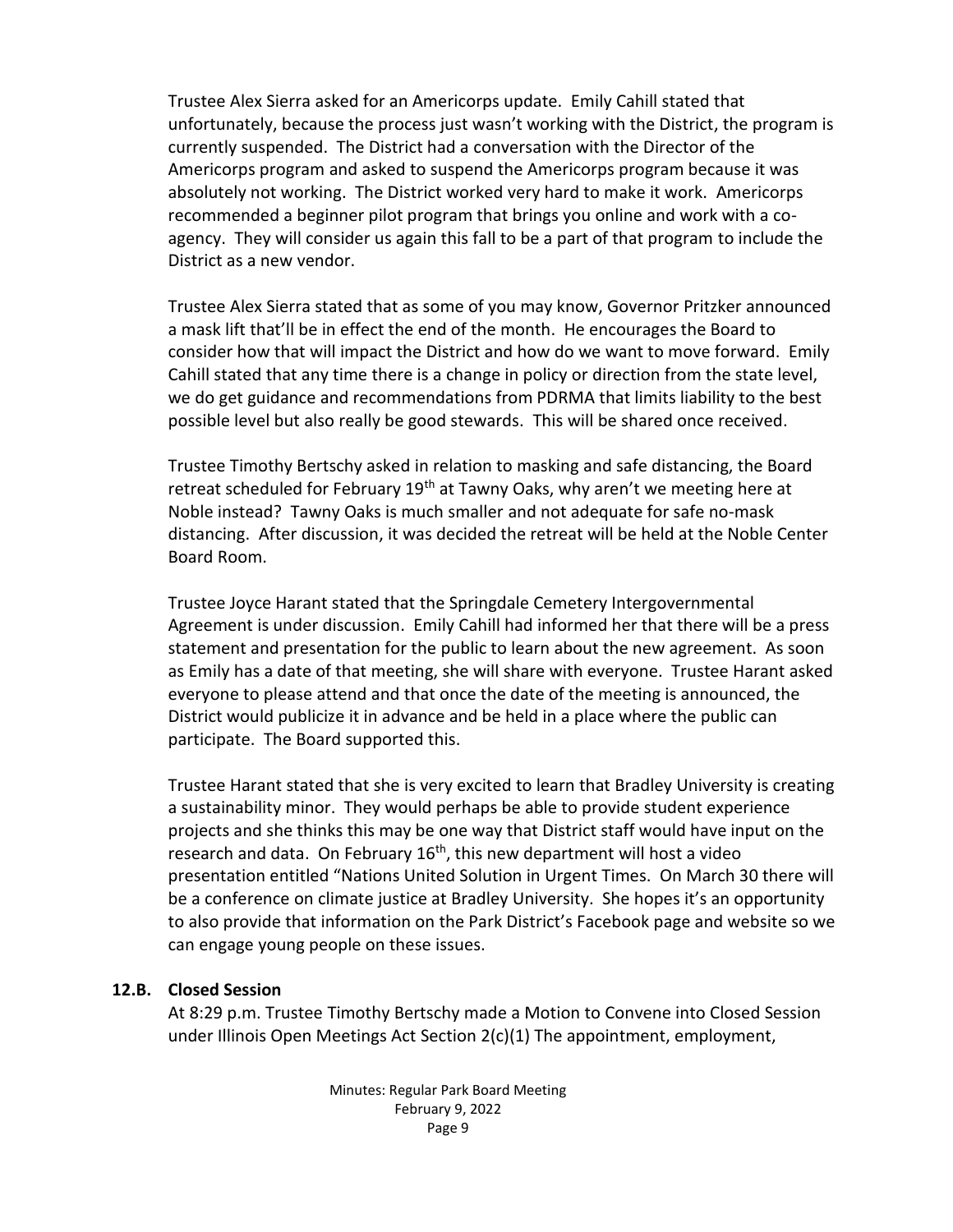Trustee Alex Sierra asked for an Americorps update. Emily Cahill stated that unfortunately, because the process just wasn't working with the District, the program is currently suspended. The District had a conversation with the Director of the Americorps program and asked to suspend the Americorps program because it was absolutely not working. The District worked very hard to make it work. Americorps recommended a beginner pilot program that brings you online and work with a co-agency. They will consider us again this fall to be a part of that program to include the District as a new vendor.

Trustee Alex Sierra stated that as some of you may know, Governor Pritzker announced a mask lift that'll be in effect the end of the month. He encourages the Board to consider how that will impact the District and how do we want to move forward. Emily Cahill stated that any time there is a change in policy or direction from the state level, we do get guidance and recommendations from PDRMA that limits liability to the best possible level but also really be good stewards. This will be shared once received.

Trustee Timothy Bertschy asked in relation to masking and safe distancing, the Board retreat scheduled for February 19th at Tawny Oaks, why aren't we meeting here at Noble instead? Tawny Oaks is much smaller and not adequate for safe no-mask distancing. After discussion, it was decided the retreat will be held at the Noble Center Board Room.

Trustee Joyce Harant stated that the Springdale Cemetery Intergovernmental Agreement is under discussion. Emily Cahill had informed her that there will be a press statement and presentation for the public to learn about the new agreement. As soon as Emily has a date of that meeting, she will share with everyone. Trustee Harant asked everyone to please attend and that once the date of the meeting is announced, the District would publicize it in advance and be held in a place where the public can participate. The Board supported this.

Trustee Harant stated that she is very excited to learn that Bradley University is creating a sustainability minor. They would perhaps be able to provide student experience projects and she thinks this may be one way that District staff would have input on the research and data. On February 16th, this new department will host a video presentation entitled "Nations United Solution in Urgent Times. On March 30 there will be a conference on climate justice at Bradley University. She hopes it's an opportunity to also provide that information on the Park District's Facebook page and website so we can engage young people on these issues.

### 12.B. Closed Session

At 8:29 p.m. Trustee Timothy Bertschy made a Motion to Convene into Closed Session under Illinois Open Meetings Act Section 2(c)(1) The appointment, employment,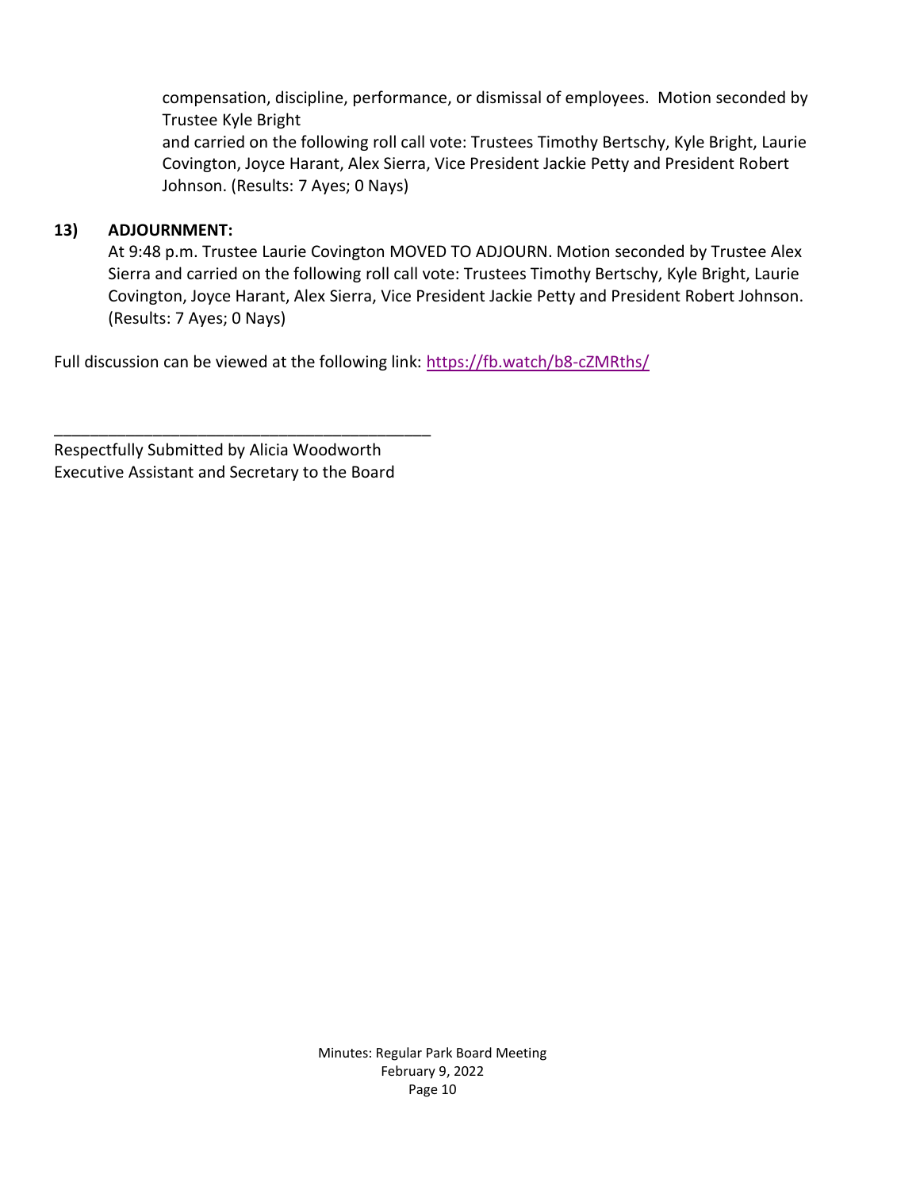compensation, discipline, performance, or dismissal of employees. Motion seconded by Trustee Kyle Bright
and carried on the following roll call vote: Trustees Timothy Bertschy, Kyle Bright, Laurie Covington, Joyce Harant, Alex Sierra, Vice President Jackie Petty and President Robert Johnson. (Results: 7 Ayes; 0 Nays)

**13) ADJOURNMENT:**

At 9:48 p.m. Trustee Laurie Covington MOVED TO ADJOURN. Motion seconded by Trustee Alex Sierra and carried on the following roll call vote: Trustees Timothy Bertschy, Kyle Bright, Laurie Covington, Joyce Harant, Alex Sierra, Vice President Jackie Petty and President Robert Johnson. (Results: 7 Ayes; 0 Nays)

Full discussion can be viewed at the following link: [https://fb.watch/b8-cZMRths/](https://fb.watch/b8-cZMRths/)

\_\_\_\_\_\_\_\_\_\_\_\_\_\_\_\_\_\_\_\_\_\_\_\_\_\_\_\_\_\_\_\_\_\_\_\_\_\_\_\_\_

Respectfully Submitted by Alicia Woodworth
Executive Assistant and Secretary to the Board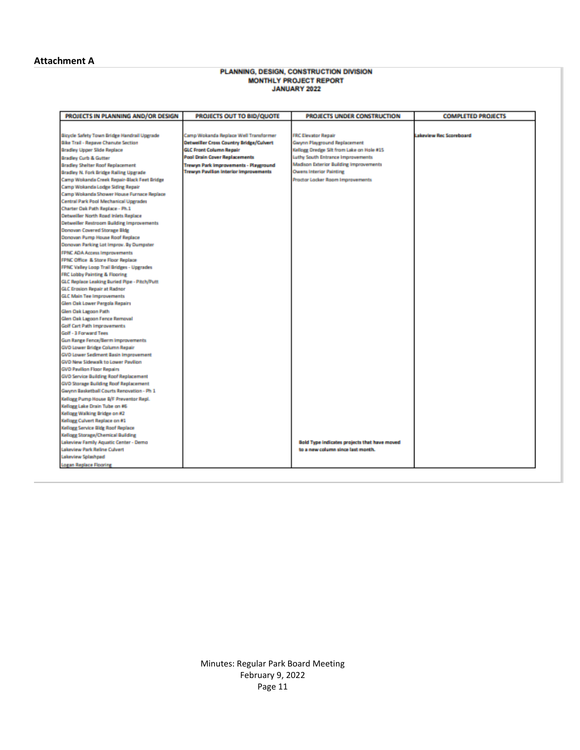**Attachment A**

**PLANNING, DESIGN, CONSTRUCTION DIVISION**
**MONTHLY PROJECT REPORT**
**JANUARY 2022**

| PROJECTS IN PLANNING AND/OR DESIGN | PROJECTS OUT TO BID/QUOTE | PROJECTS UNDER CONSTRUCTION | COMPLETED PROJECTS |
|---|---|---|---|
| Bicycle Safety Town Bridge Handrail Upgrade | Camp Wokanda Replace Well Transformer | FRC Elevator Repair | **Lakeview Rec Scoreboard** |
| Bike Trail - Repave Chanute Section | **Detweiller Cross Country Bridge/Culvert** | Gwynn Playground Replacement | |
| Bradley Upper Slide Replace | **GLC Front Column Repair** | Kellogg Dredge Silt from Lake on Hole #15 | |
| Bradley Curb & Gutter | **Pool Drain Cover Replacements** | Luthy South Entrance Improvements | |
| Bradley Shelter Roof Replacement | **Trewyn Park Improvements - Playground** | Madison Exterior Building Improvements | |
| Bradley N. Fork Bridge Railing Upgrade | **Trewyn Pavilion Interior Improvements** | Owens Interior Painting | |
| Camp Wokanda Creek Repair-Black Feet Bridge | | Proctor Locker Room Improvements | |
| Camp Wokanda Lodge Siding Repair | | | |
| Camp Wokanda Shower House Furnace Replace | | | |
| Central Park Pool Mechanical Upgrades | | | |
| Charter Oak Path Replace - Ph.1 | | | |
| Detweiller North Road Inlets Replace | | | |
| Detweiller Restroom Building Improvements | | | |
| Donovan Covered Storage Bldg | | | |
| Donovan Pump House Roof Replace | | | |
| Donovan Parking Lot Improv. By Dumpster | | | |
| FPNC ADA Access Improvements | | | |
| FPNC Office & Store Floor Replace | | | |
| FPNC Valley Loop Trail Bridges - Upgrades | | | |
| FRC Lobby Painting & Flooring | | | |
| GLC Replace Leaking Buried Pipe - Pitch/Putt | | | |
| GLC Erosion Repair at Radnor | | | |
| GLC Main Tee Improvements | | | |
| Glen Oak Lower Pergola Repairs | | | |
| Glen Oak Lagoon Path | | | |
| Glen Oak Lagoon Fence Removal | | | |
| Golf Cart Path Improvements | | | |
| Golf - 3 Forward Tees | | | |
| Gun Range Fence/Berm Improvements | | | |
| GVD Lower Bridge Column Repair | | | |
| GVD Lower Sediment Basin Improvement | | | |
| GVD New Sidewalk to Lower Pavilion | | | |
| GVD Pavilion Floor Repairs | | | |
| GVD Service Building Roof Replacement | | | |
| GVD Storage Building Roof Replacement | | | |
| Gwynn Basketball Courts Renovation - Ph 1 | | | |
| Kellogg Pump House B/F Preventor Repl. | | | |
| Kellogg Lake Drain Tube on #6 | | | |
| Kellogg Walking Bridge on #2 | | | |
| Kellogg Culvert Replace on #1 | | | |
| Kellogg Service Bldg Roof Replace | | | |
| Kellogg Storage/Chemical Building | | | |
| Lakeview Family Aquatic Center - Demo | | **Bold Type indicates projects that have moved to a new column since last month.** | |
| Lakeview Park Reline Culvert | | | |
| Lakeview Splashpad | | | |
| Logan Replace Flooring | | | |

Minutes: Regular Park Board Meeting
February 9, 2022
Page 11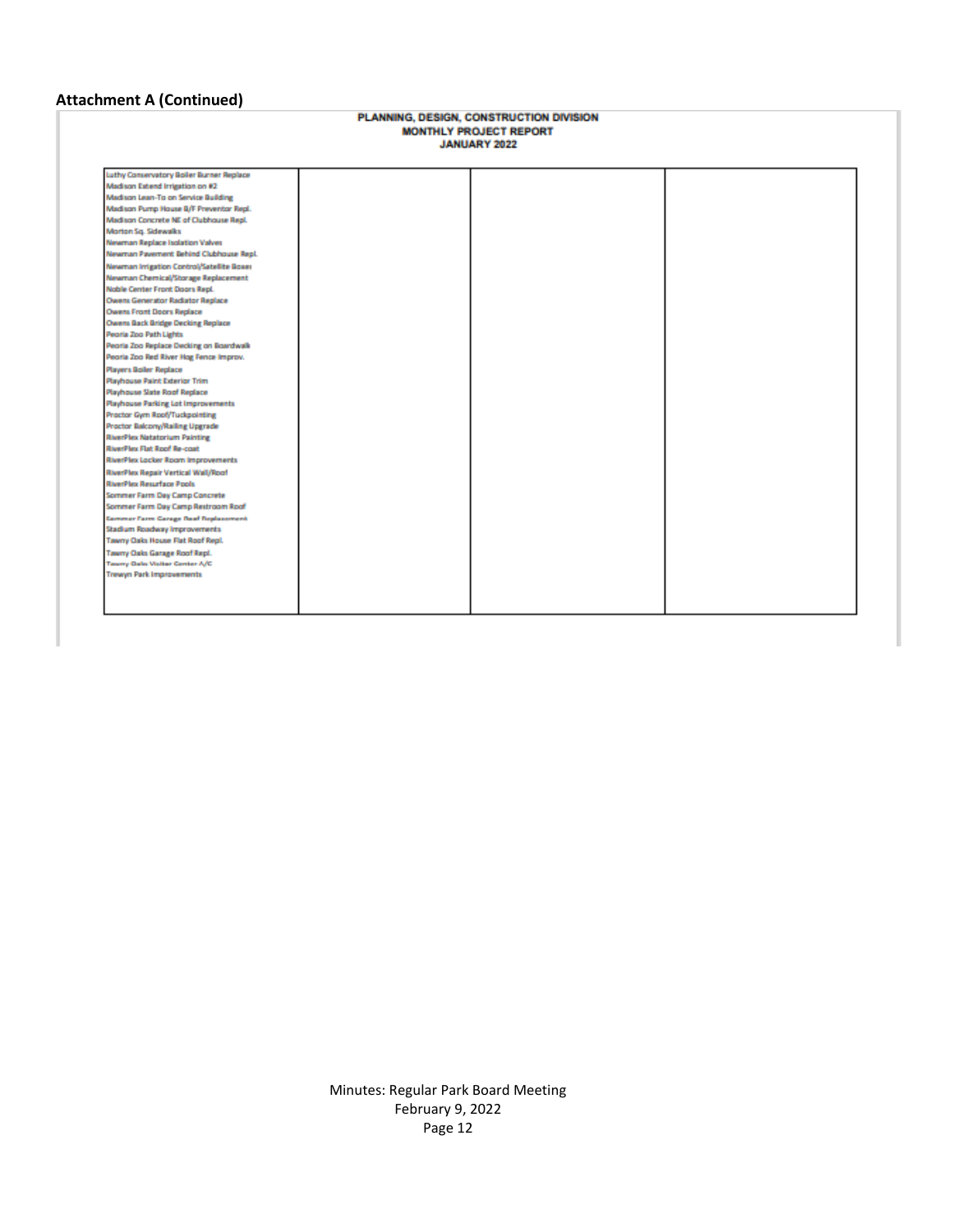**Attachment A (Continued)**

PLANNING, DESIGN, CONSTRUCTION DIVISION
MONTHLY PROJECT REPORT
JANUARY 2022

| | | | |
|---|---|---|---|
| Luthy Conservatory Boiler Burner Replace | | | |
| Madison Extend Irrigation on #2 | | | |
| Madison Lean-To on Service Building | | | |
| Madison Pump House B/F Preventor Repl. | | | |
| Madison Concrete NE of Clubhouse Repl. | | | |
| Morton Sq. Sidewalks | | | |
| Newman Replace Isolation Valves | | | |
| Newman Pavement Behind Clubhouse Repl. | | | |
| Newman Irrigation Control/Satellite Boxes | | | |
| Newman Chemical/Storage Replacement | | | |
| Noble Center Front Doors Repl. | | | |
| Owens Generator Radiator Replace | | | |
| Owens Front Doors Replace | | | |
| Owens Back Bridge Decking Replace | | | |
| Peoria Zoo Path Lights | | | |
| Peoria Zoo Replace Decking on Boardwalk | | | |
| Peoria Zoo Red River Hog Fence Improv. | | | |
| Players Boiler Replace | | | |
| Playhouse Paint Exterior Trim | | | |
| Playhouse Slate Roof Replace | | | |
| Playhouse Parking Lot Improvements | | | |
| Proctor Gym Roof/Tuckpointing | | | |
| Proctor Balcony/Railing Upgrade | | | |
| RiverPlex Natatorium Painting | | | |
| RiverPlex Flat Roof Re-coat | | | |
| RiverPlex Locker Room Improvements | | | |
| RiverPlex Repair Vertical Wall/Roof | | | |
| RiverPlex Resurface Pools | | | |
| Sommer Farm Day Camp Concrete | | | |
| Sommer Farm Day Camp Restroom Roof | | | |
| Sommer Farm Garage Roof Replacement | | | |
| Stadium Roadway Improvements | | | |
| Tawny Oaks House Flat Roof Repl. | | | |
| Tawny Oaks Garage Roof Repl. | | | |
| Tawny Oaks Visitor Center A/C | | | |
| Trewyn Park Improvements | | | |

Minutes: Regular Park Board Meeting
February 9, 2022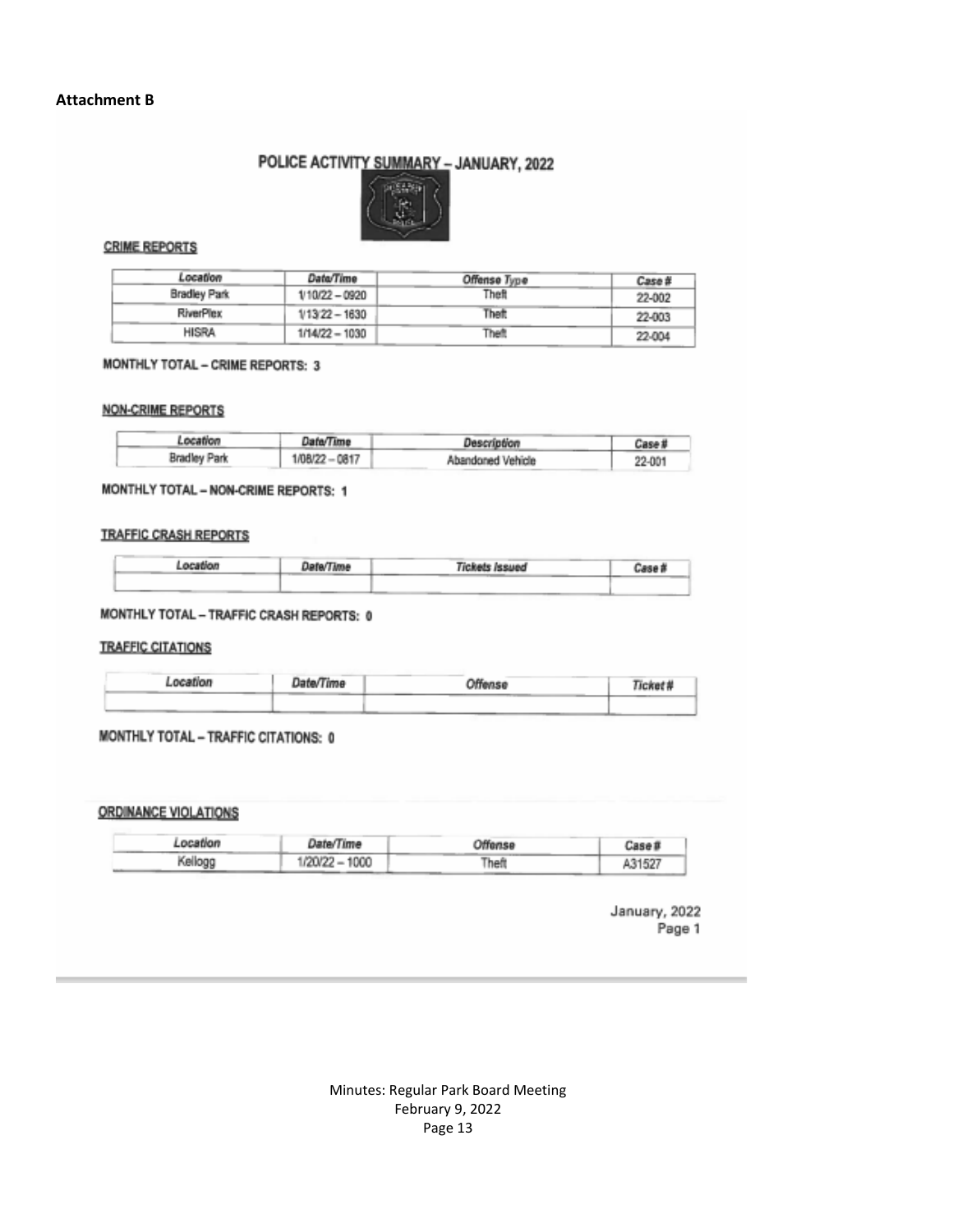**Attachment B**

# POLICE ACTIVITY SUMMARY – JANUARY, 2022

## CRIME REPORTS

| Location | Date/Time | Offense Type | Case # |
|---|---|---|---|
| Bradley Park | 1/10/22 – 0920 | Theft | 22-002 |
| RiverPlex | 1/13/22 – 1630 | Theft | 22-003 |
| HISRA | 1/14/22 – 1030 | Theft | 22-004 |

**MONTHLY TOTAL – CRIME REPORTS: 3**

## NON-CRIME REPORTS

| Location | Date/Time | Description | Case # |
|---|---|---|---|
| Bradley Park | 1/08/22 – 0817 | Abandoned Vehicle | 22-001 |

**MONTHLY TOTAL – NON-CRIME REPORTS: 1**

## TRAFFIC CRASH REPORTS

| Location | Date/Time | Tickets Issued | Case # |
|---|---|---|---|
| | | | |

**MONTHLY TOTAL – TRAFFIC CRASH REPORTS: 0**

## TRAFFIC CITATIONS

| Location | Date/Time | Offense | Ticket # |
|---|---|---|---|
| | | | |

**MONTHLY TOTAL – TRAFFIC CITATIONS: 0**

## ORDINANCE VIOLATIONS

| Location | Date/Time | Offense | Case # |
|---|---|---|---|
| Kellogg | 1/20/22 – 1000 | Theft | A31527 |

January, 2022
Page 1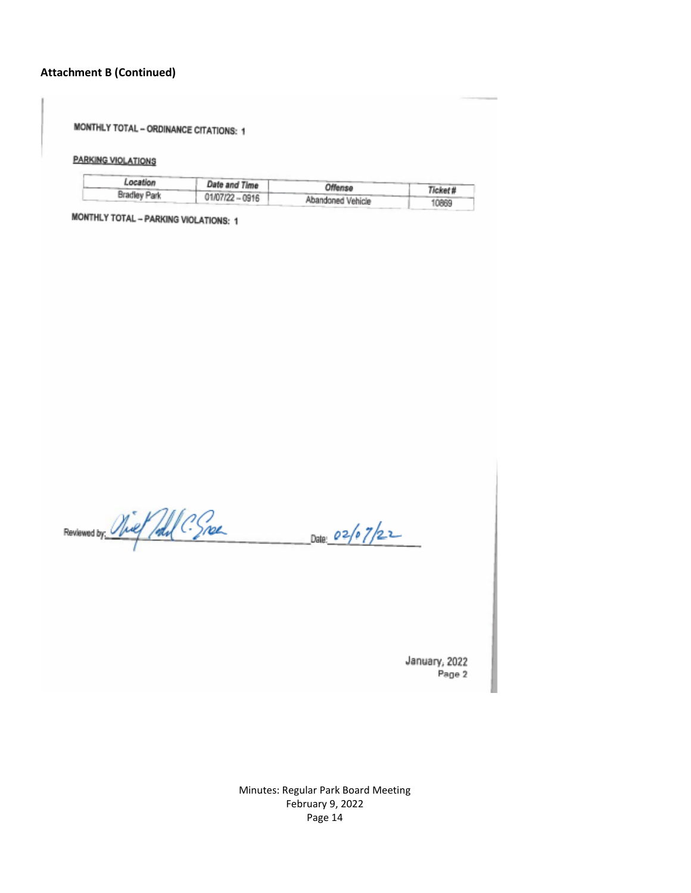**Attachment B (Continued)**

MONTHLY TOTAL – ORDINANCE CITATIONS: 1

PARKING VIOLATIONS

| Location | Date and Time | Offense | Ticket # |
|---|---|---|---|
| Bradley Park | 01/07/22 – 0916 | Abandoned Vehicle | 10869 |

MONTHLY TOTAL – PARKING VIOLATIONS: 1

Reviewed by: Chief Todd C. Gree Date: 02/07/22

January, 2022
Page 2

Minutes: Regular Park Board Meeting
February 9, 2022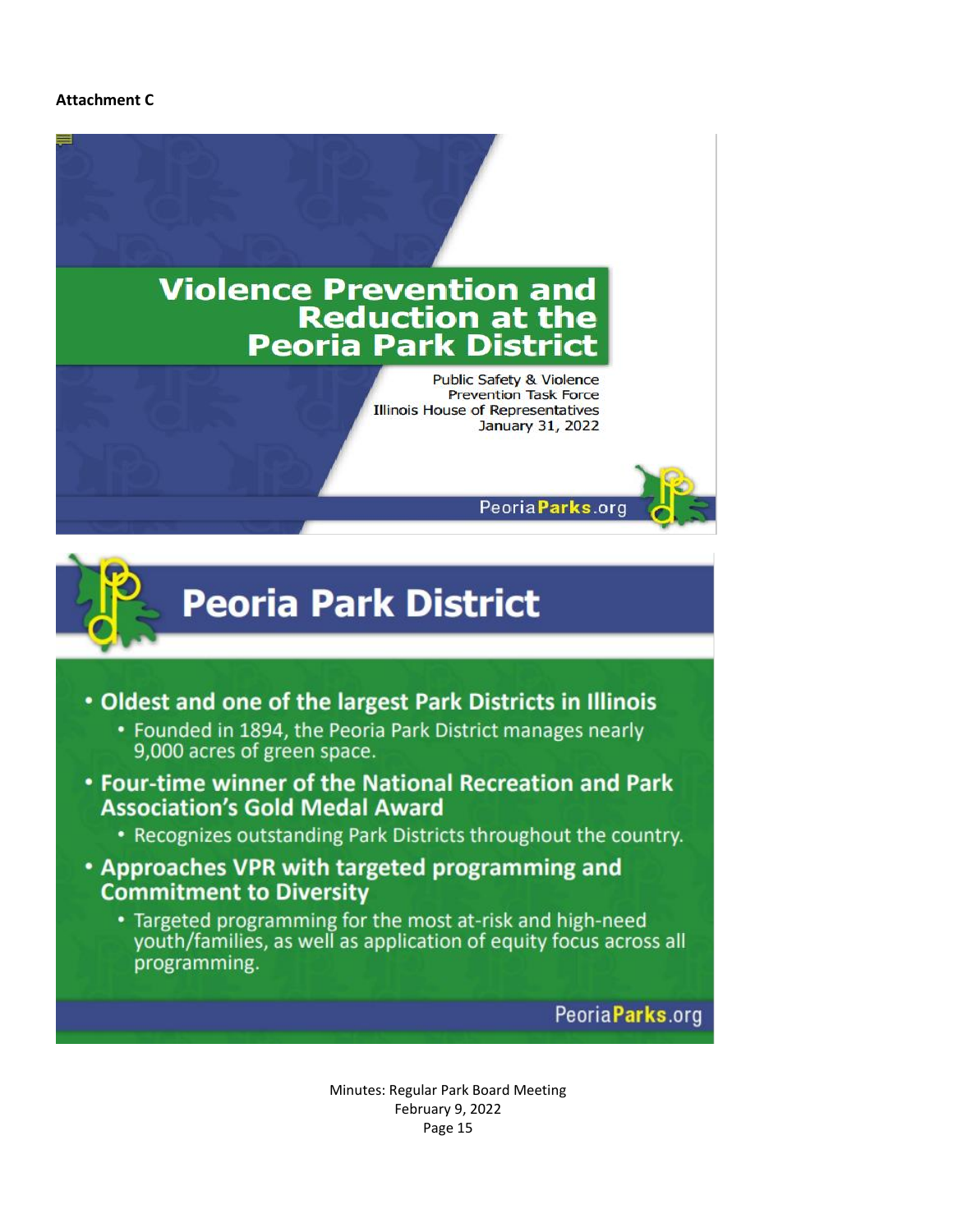**Attachment C**

# Violence Prevention and Reduction at the Peoria Park District

Public Safety & Violence Prevention Task Force
Illinois House of Representatives
January 31, 2022

PeoriaParks.org

## Peoria Park District

- **Oldest and one of the largest Park Districts in Illinois**
  - Founded in 1894, the Peoria Park District manages nearly 9,000 acres of green space.
- **Four-time winner of the National Recreation and Park Association's Gold Medal Award**
  - Recognizes outstanding Park Districts throughout the country.
- **Approaches VPR with targeted programming and Commitment to Diversity**
  - Targeted programming for the most at-risk and high-need youth/families, as well as application of equity focus across all programming.

PeoriaParks.org

Minutes: Regular Park Board Meeting
February 9, 2022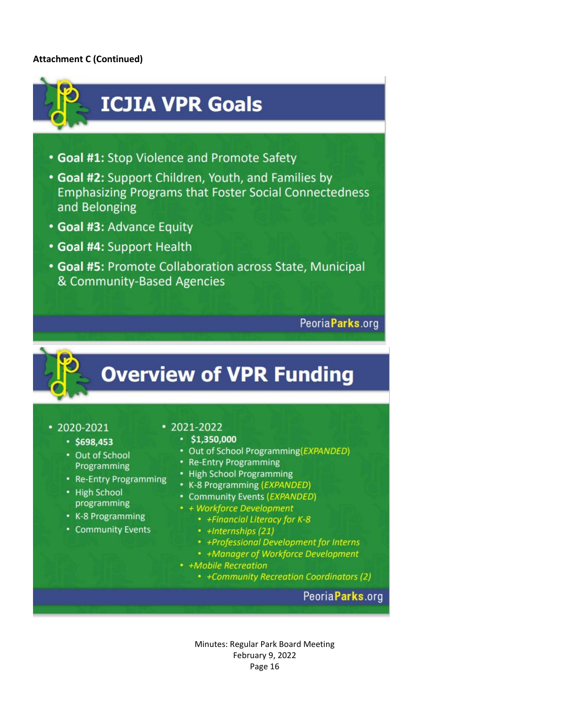**Attachment C (Continued)**

## ICJIA VPR Goals

- **Goal #1:** Stop Violence and Promote Safety
- **Goal #2:** Support Children, Youth, and Families by Emphasizing Programs that Foster Social Connectedness and Belonging
- **Goal #3:** Advance Equity
- **Goal #4:** Support Health
- **Goal #5:** Promote Collaboration across State, Municipal & Community-Based Agencies

PeoriaParks.org

## Overview of VPR Funding

- 2020-2021
  - **$698,453**
  - Out of School Programming
  - Re-Entry Programming
  - High School programming
  - K-8 Programming
  - Community Events
- 2021-2022
  - **$1,350,000**
  - Out of School Programming *(EXPANDED)*
  - Re-Entry Programming
  - High School Programming
  - K-8 Programming *(EXPANDED)*
  - Community Events *(EXPANDED)*
  - *+ Workforce Development*
    - *+Financial Literacy for K-8*
    - *+Internships (21)*
    - *+Professional Development for Interns*
    - *+Manager of Workforce Development*
  - *+Mobile Recreation*
    - *+Community Recreation Coordinators (2)*

PeoriaParks.org

Minutes: Regular Park Board Meeting
February 9, 2022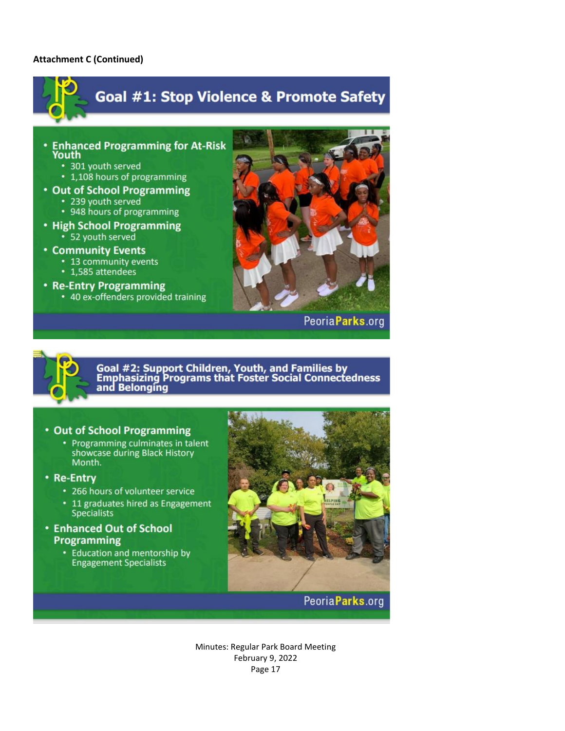**Attachment C (Continued)**

## Goal #1: Stop Violence & Promote Safety

- **Enhanced Programming for At-Risk Youth**
  - 301 youth served
  - 1,108 hours of programming
- **Out of School Programming**
  - 239 youth served
  - 948 hours of programming
- **High School Programming**
  - 52 youth served
- **Community Events**
  - 13 community events
  - 1,585 attendees
- **Re-Entry Programming**
  - 40 ex-offenders provided training

PeoriaParks.org

## Goal #2: Support Children, Youth, and Families by Emphasizing Programs that Foster Social Connectedness and Belonging

- **Out of School Programming**
  - Programming culminates in talent showcase during Black History Month.
- **Re-Entry**
  - 266 hours of volunteer service
  - 11 graduates hired as Engagement Specialists
- **Enhanced Out of School Programming**
  - Education and mentorship by Engagement Specialists

PeoriaParks.org

Minutes: Regular Park Board Meeting
February 9, 2022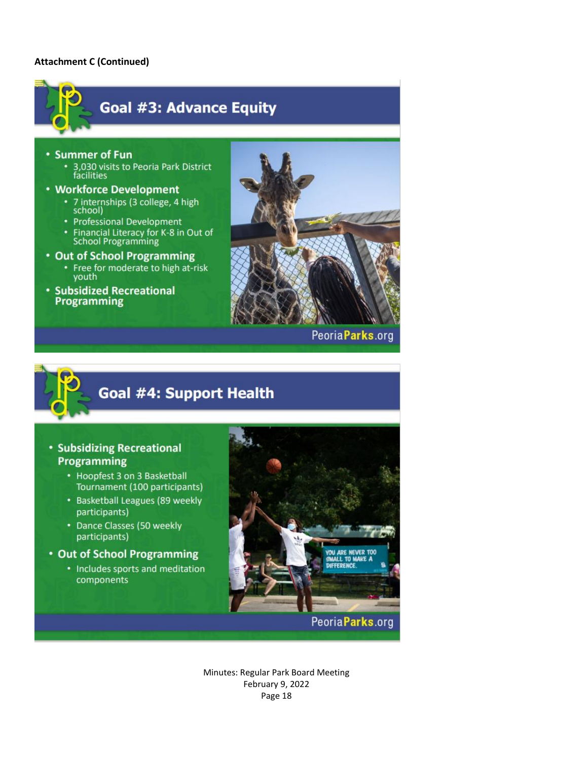**Attachment C (Continued)**

## Goal #3: Advance Equity

- **Summer of Fun**
  - 3,030 visits to Peoria Park District facilities
- **Workforce Development**
  - 7 internships (3 college, 4 high school)
  - Professional Development
  - Financial Literacy for K-8 in Out of School Programming
- **Out of School Programming**
  - Free for moderate to high at-risk youth
- **Subsidized Recreational Programming**

PeoriaParks.org

## Goal #4: Support Health

- **Subsidizing Recreational Programming**
  - Hoopfest 3 on 3 Basketball Tournament (100 participants)
  - Basketball Leagues (89 weekly participants)
  - Dance Classes (50 weekly participants)
- **Out of School Programming**
  - Includes sports and meditation components

PeoriaParks.org

Minutes: Regular Park Board Meeting
February 9, 2022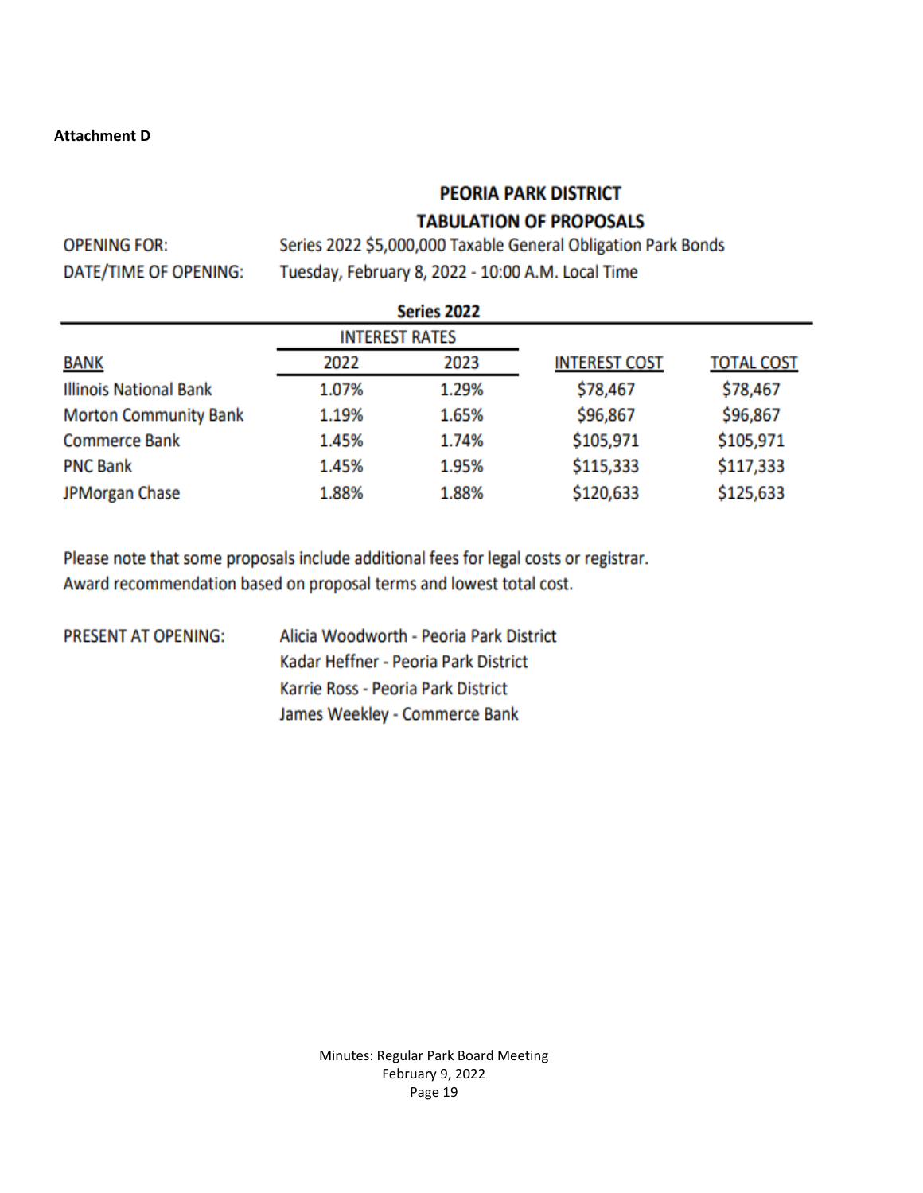**Attachment D**

## PEORIA PARK DISTRICT
## TABULATION OF PROPOSALS

OPENING FOR: Series 2022 $5,000,000 Taxable General Obligation Park Bonds

DATE/TIME OF OPENING: Tuesday, February 8, 2022 - 10:00 A.M. Local Time

**Series 2022**

| | INTEREST RATES | | | |
|---|---|---|---|---|
| BANK | 2022 | 2023 | INTEREST COST | TOTAL COST |
| Illinois National Bank | 1.07% | 1.29% | $78,467 | $78,467 |
| Morton Community Bank | 1.19% | 1.65% | $96,867 | $96,867 |
| Commerce Bank | 1.45% | 1.74% | $105,971 | $105,971 |
| PNC Bank | 1.45% | 1.95% | $115,333 | $117,333 |
| JPMorgan Chase | 1.88% | 1.88% | $120,633 | $125,633 |

Please note that some proposals include additional fees for legal costs or registrar.
Award recommendation based on proposal terms and lowest total cost.

PRESENT AT OPENING:
Alicia Woodworth - Peoria Park District
Kadar Heffner - Peoria Park District
Karrie Ross - Peoria Park District
James Weekley - Commerce Bank

Minutes: Regular Park Board Meeting
February 9, 2022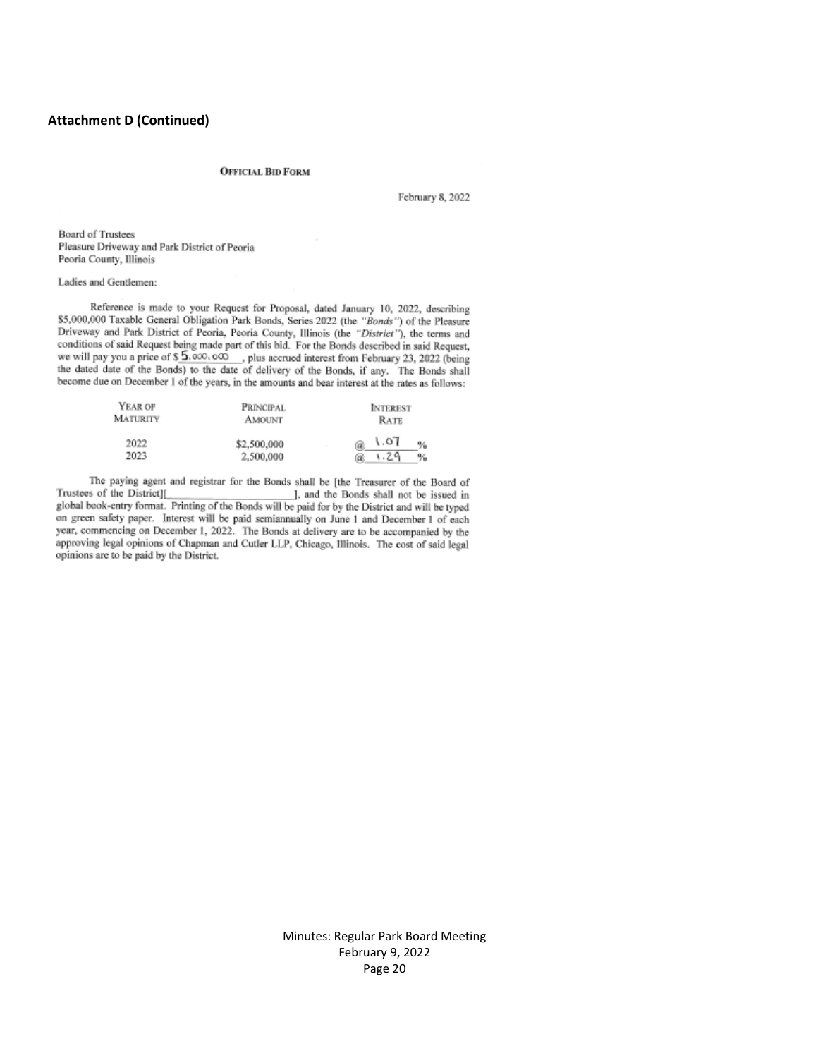**Attachment D (Continued)**

**OFFICIAL BID FORM**

February 8, 2022

Board of Trustees
Pleasure Driveway and Park District of Peoria
Peoria County, Illinois

Ladies and Gentlemen:

Reference is made to your Request for Proposal, dated January 10, 2022, describing $5,000,000 Taxable General Obligation Park Bonds, Series 2022 (the *"Bonds"*) of the Pleasure Driveway and Park District of Peoria, Peoria County, Illinois (the *"District"*), the terms and conditions of said Request being made part of this bid. For the Bonds described in said Request, we will pay you a price of $ 5,000,000, plus accrued interest from February 23, 2022 (being the dated date of the Bonds) to the date of delivery of the Bonds, if any. The Bonds shall become due on December 1 of the years, in the amounts and bear interest at the rates as follows:

| YEAR OF MATURITY | PRINCIPAL AMOUNT | INTEREST RATE |
|---|---|---|
| 2022 | $2,500,000 | @ 1.07 % |
| 2023 | 2,500,000 | @ 1.29 % |

The paying agent and registrar for the Bonds shall be [the Treasurer of the Board of Trustees of the District][\_\_\_\_\_\_\_\_\_\_\_\_\_\_\_\_\_\_\_\_\_\_\_\_], and the Bonds shall not be issued in global book-entry format. Printing of the Bonds will be paid for by the District and will be typed on green safety paper. Interest will be paid semiannually on June 1 and December 1 of each year, commencing on December 1, 2022. The Bonds at delivery are to be accompanied by the approving legal opinions of Chapman and Cutler LLP, Chicago, Illinois. The cost of said legal opinions are to be paid by the District.

Minutes: Regular Park Board Meeting
February 9, 2022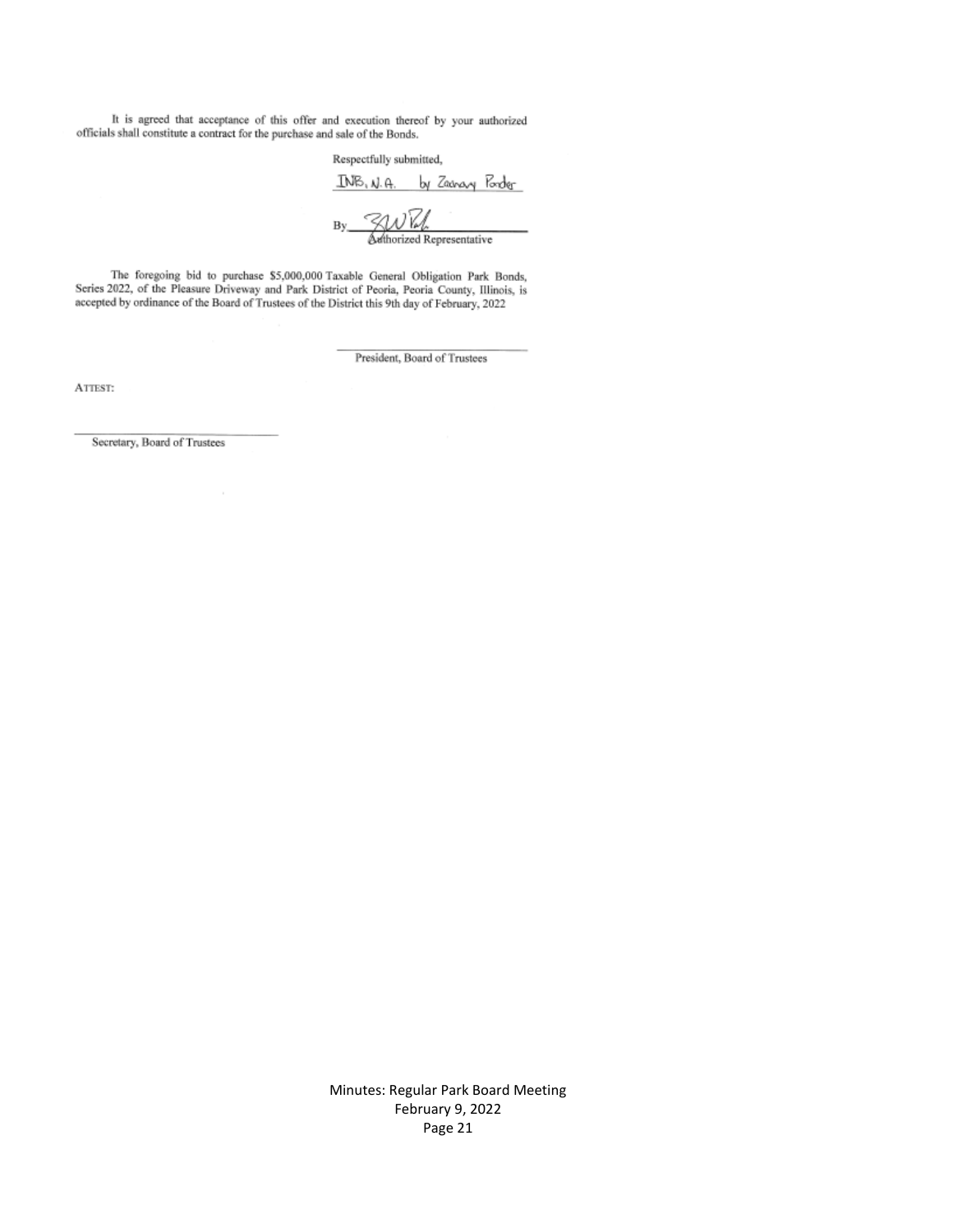It is agreed that acceptance of this offer and execution thereof by your authorized officials shall constitute a contract for the purchase and sale of the Bonds.

Respectfully submitted,

INB, N.A. by Zachary Ponder

By ______________________
Authorized Representative

The foregoing bid to purchase $5,000,000 Taxable General Obligation Park Bonds, Series 2022, of the Pleasure Driveway and Park District of Peoria, Peoria County, Illinois, is accepted by ordinance of the Board of Trustees of the District this 9th day of February, 2022

______________________
President, Board of Trustees

ATTEST:

______________________
Secretary, Board of Trustees